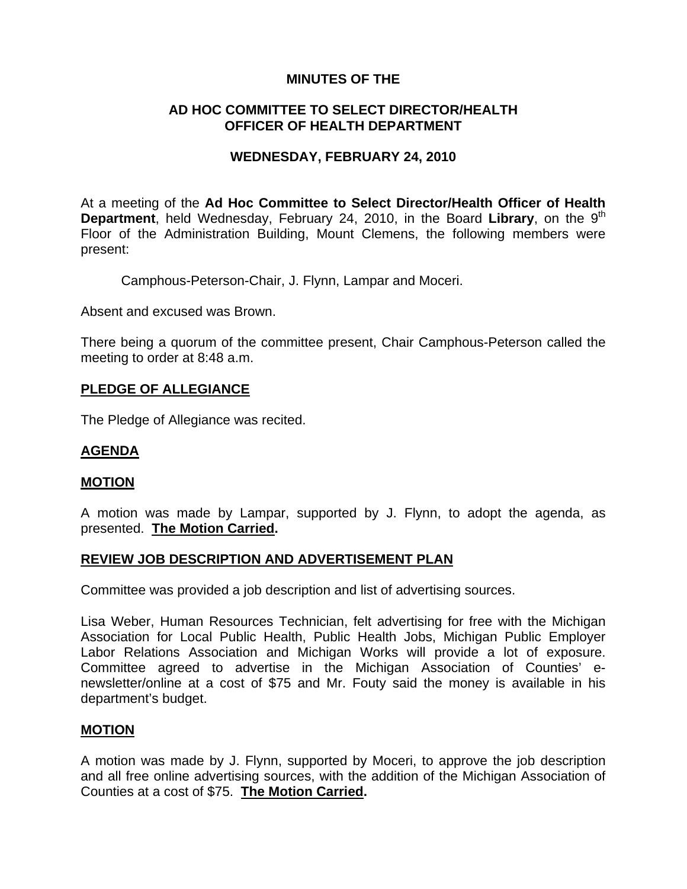# MINUTES OF THE

## AD HOC COMMITTEE TO SELECT DIRECTOR/HEALTH OFFICER OF HEALTH DEPARTMENT

## WEDNESDAY, FEBRUARY 24, 2010

At a meeting of the **Ad Hoc Committee to Select Director/Health Officer of Health Department**, held Wednesday, February 24, 2010, in the Board **Library**, on the 9th Floor of the Administration Building, Mount Clemens, the following members were present:

Camphous-Peterson-Chair, J. Flynn, Lampar and Moceri.

Absent and excused was Brown.

There being a quorum of the committee present, Chair Camphous-Peterson called the meeting to order at 8:48 a.m.

**PLEDGE OF ALLEGIANCE**

The Pledge of Allegiance was recited.

**AGENDA**

**MOTION**

A motion was made by Lampar, supported by J. Flynn, to adopt the agenda, as presented. **The Motion Carried.**

**REVIEW JOB DESCRIPTION AND ADVERTISEMENT PLAN**

Committee was provided a job description and list of advertising sources.

Lisa Weber, Human Resources Technician, felt advertising for free with the Michigan Association for Local Public Health, Public Health Jobs, Michigan Public Employer Labor Relations Association and Michigan Works will provide a lot of exposure. Committee agreed to advertise in the Michigan Association of Counties' e-newsletter/online at a cost of $75 and Mr. Fouty said the money is available in his department's budget.

**MOTION**

A motion was made by J. Flynn, supported by Moceri, to approve the job description and all free online advertising sources, with the addition of the Michigan Association of Counties at a cost of $75. **The Motion Carried.**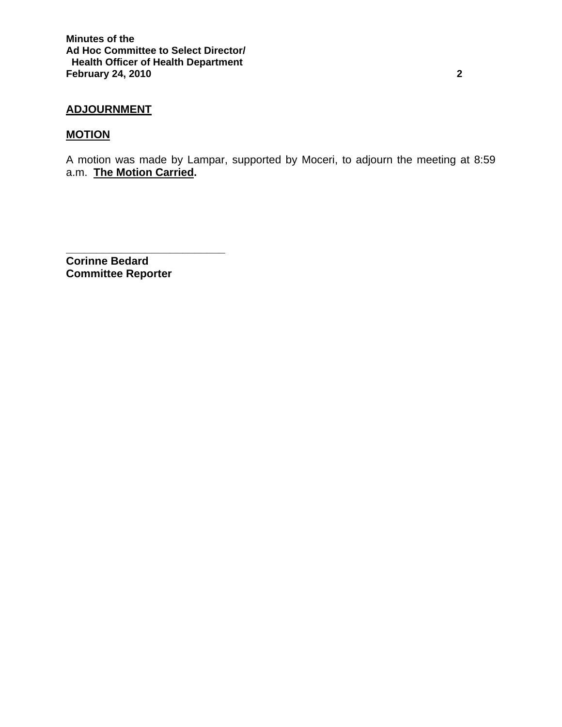## ADJOURNMENT

## MOTION

A motion was made by Lampar, supported by Moceri, to adjourn the meeting at 8:59 a.m. **The Motion Carried.**

\_\_\_\_\_\_\_\_\_\_\_\_\_\_\_\_\_\_\_\_\_\_\_\_\_\_\_\_

**Corinne Bedard**
**Committee Reporter**